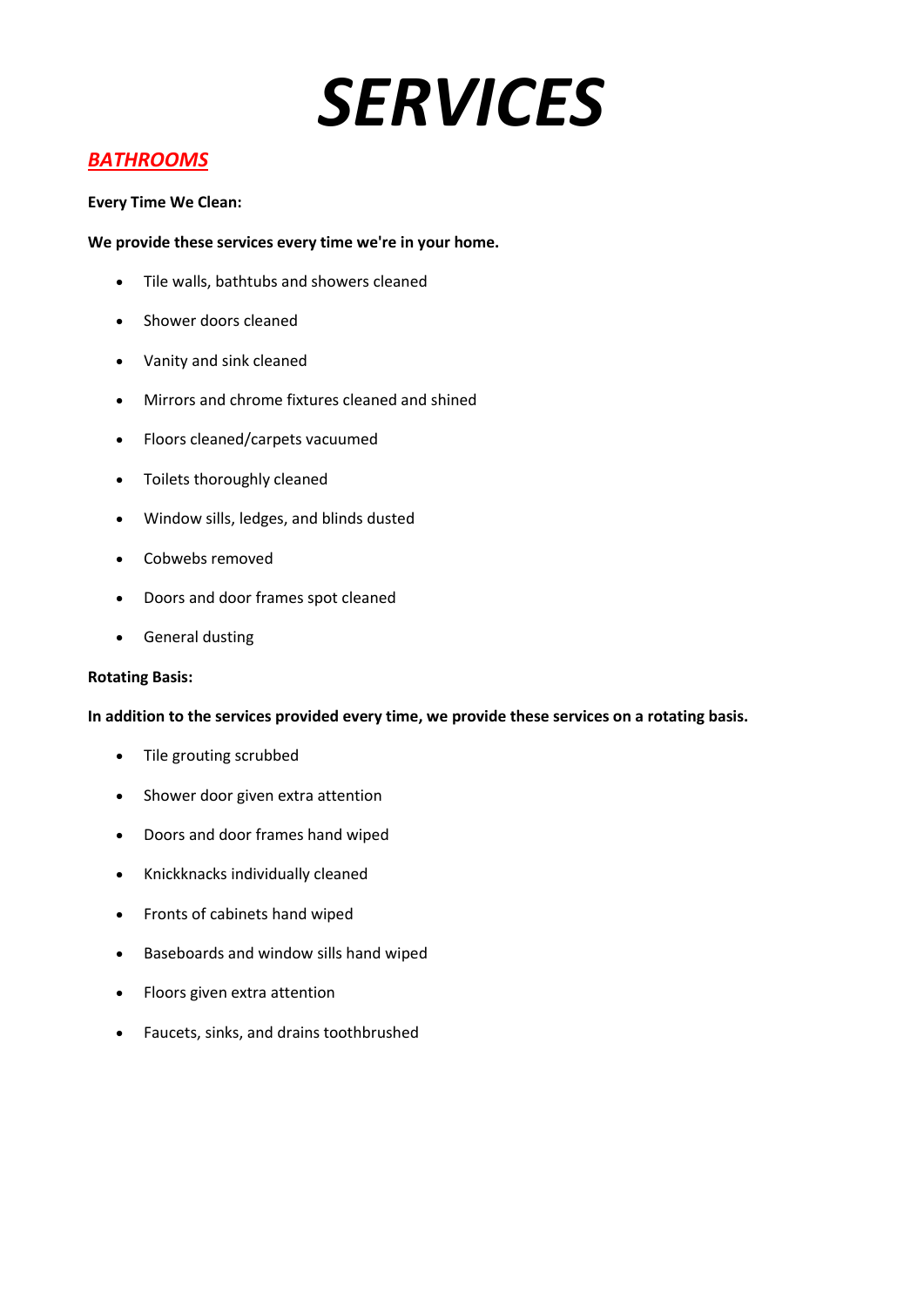# *SERVICES*

## *BATHROOMS*

**Every Time We Clean:**

**We provide these services every time we're in your home.**

- Tile walls, bathtubs and showers cleaned
- Shower doors cleaned
- Vanity and sink cleaned
- Mirrors and chrome fixtures cleaned and shined
- Floors cleaned/carpets vacuumed
- Toilets thoroughly cleaned
- Window sills, ledges, and blinds dusted
- Cobwebs removed
- Doors and door frames spot cleaned
- General dusting

**Rotating Basis:**

**In addition to the services provided every time, we provide these services on a rotating basis.**

- Tile grouting scrubbed
- Shower door given extra attention
- Doors and door frames hand wiped
- Knickknacks individually cleaned
- Fronts of cabinets hand wiped
- Baseboards and window sills hand wiped
- Floors given extra attention
- Faucets, sinks, and drains toothbrushed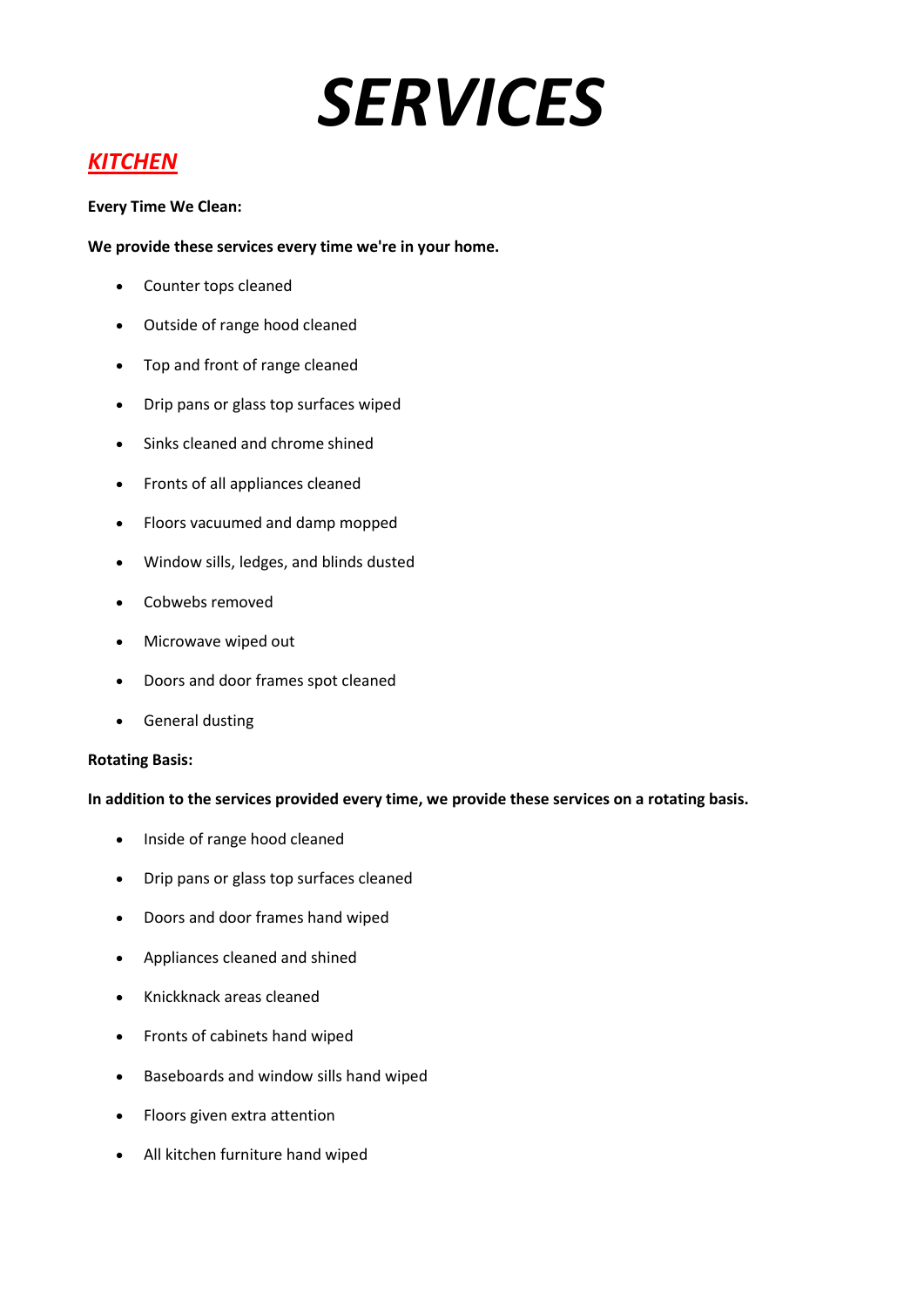# *SERVICES*

## ***KITCHEN***

**Every Time We Clean:**

**We provide these services every time we're in your home.**

- Counter tops cleaned
- Outside of range hood cleaned
- Top and front of range cleaned
- Drip pans or glass top surfaces wiped
- Sinks cleaned and chrome shined
- Fronts of all appliances cleaned
- Floors vacuumed and damp mopped
- Window sills, ledges, and blinds dusted
- Cobwebs removed
- Microwave wiped out
- Doors and door frames spot cleaned
- General dusting

**Rotating Basis:**

**In addition to the services provided every time, we provide these services on a rotating basis.**

- Inside of range hood cleaned
- Drip pans or glass top surfaces cleaned
- Doors and door frames hand wiped
- Appliances cleaned and shined
- Knickknack areas cleaned
- Fronts of cabinets hand wiped
- Baseboards and window sills hand wiped
- Floors given extra attention
- All kitchen furniture hand wiped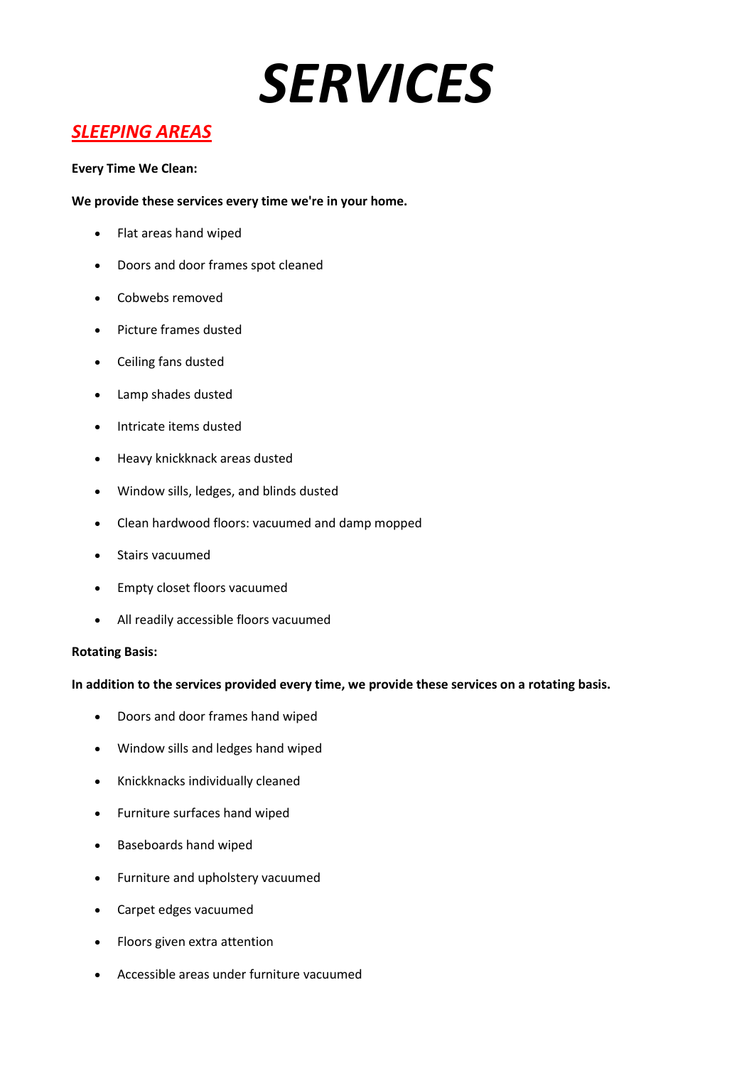# *SERVICES*

## ***SLEEPING AREAS***

**Every Time We Clean:**

**We provide these services every time we're in your home.**

- Flat areas hand wiped
- Doors and door frames spot cleaned
- Cobwebs removed
- Picture frames dusted
- Ceiling fans dusted
- Lamp shades dusted
- Intricate items dusted
- Heavy knickknack areas dusted
- Window sills, ledges, and blinds dusted
- Clean hardwood floors: vacuumed and damp mopped
- Stairs vacuumed
- Empty closet floors vacuumed
- All readily accessible floors vacuumed

**Rotating Basis:**

**In addition to the services provided every time, we provide these services on a rotating basis.**

- Doors and door frames hand wiped
- Window sills and ledges hand wiped
- Knickknacks individually cleaned
- Furniture surfaces hand wiped
- Baseboards hand wiped
- Furniture and upholstery vacuumed
- Carpet edges vacuumed
- Floors given extra attention
- Accessible areas under furniture vacuumed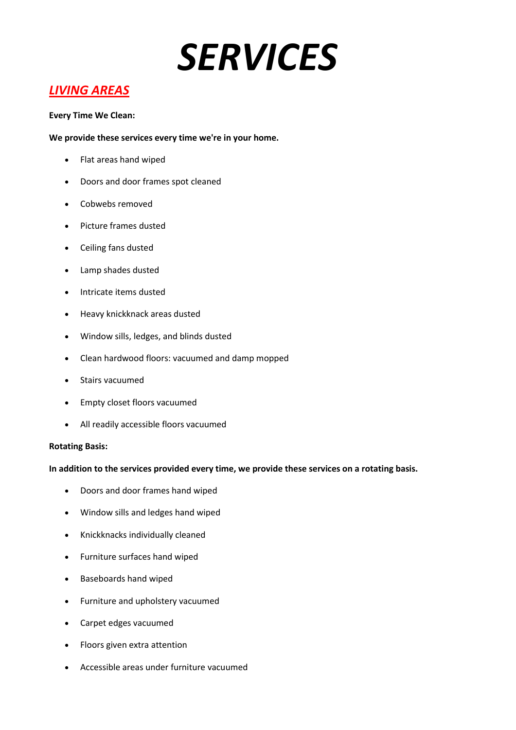# *SERVICES*

## ***LIVING AREAS***

**Every Time We Clean:**

**We provide these services every time we're in your home.**

- Flat areas hand wiped
- Doors and door frames spot cleaned
- Cobwebs removed
- Picture frames dusted
- Ceiling fans dusted
- Lamp shades dusted
- Intricate items dusted
- Heavy knickknack areas dusted
- Window sills, ledges, and blinds dusted
- Clean hardwood floors: vacuumed and damp mopped
- Stairs vacuumed
- Empty closet floors vacuumed
- All readily accessible floors vacuumed

**Rotating Basis:**

**In addition to the services provided every time, we provide these services on a rotating basis.**

- Doors and door frames hand wiped
- Window sills and ledges hand wiped
- Knickknacks individually cleaned
- Furniture surfaces hand wiped
- Baseboards hand wiped
- Furniture and upholstery vacuumed
- Carpet edges vacuumed
- Floors given extra attention
- Accessible areas under furniture vacuumed